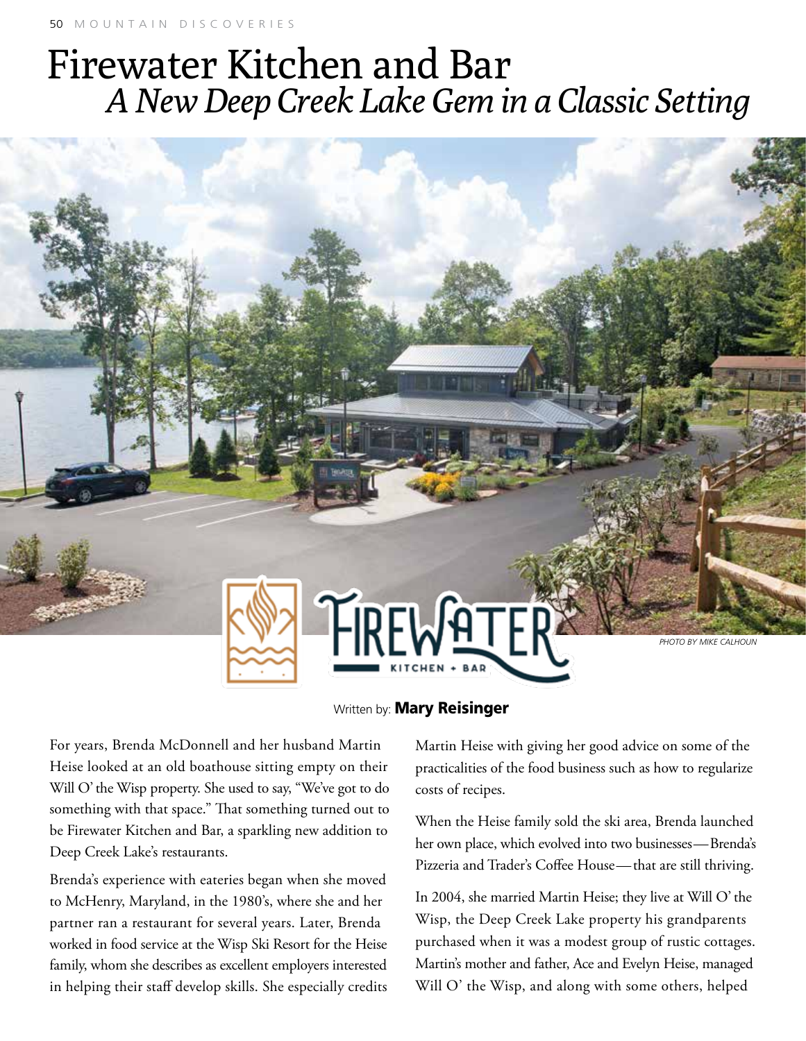# Firewater Kitchen and Bar

## *A New Deep Creek Lake Gem in a Classic Setting*

PHOTO BY MIKE CALHOUN

Written by: **Mary Reisinger**

For years, Brenda McDonnell and her husband Martin Heise looked at an old boathouse sitting empty on their Will O' the Wisp property. She used to say, "We've got to do something with that space." That something turned out to be Firewater Kitchen and Bar, a sparkling new addition to Deep Creek Lake's restaurants.

Brenda's experience with eateries began when she moved to McHenry, Maryland, in the 1980's, where she and her partner ran a restaurant for several years. Later, Brenda worked in food service at the Wisp Ski Resort for the Heise family, whom she describes as excellent employers interested in helping their staff develop skills. She especially credits Martin Heise with giving her good advice on some of the practicalities of the food business such as how to regularize costs of recipes.

When the Heise family sold the ski area, Brenda launched her own place, which evolved into two businesses—Brenda's Pizzeria and Trader's Coffee House—that are still thriving.

In 2004, she married Martin Heise; they live at Will O' the Wisp, the Deep Creek Lake property his grandparents purchased when it was a modest group of rustic cottages. Martin's mother and father, Ace and Evelyn Heise, managed Will O' the Wisp, and along with some others, helped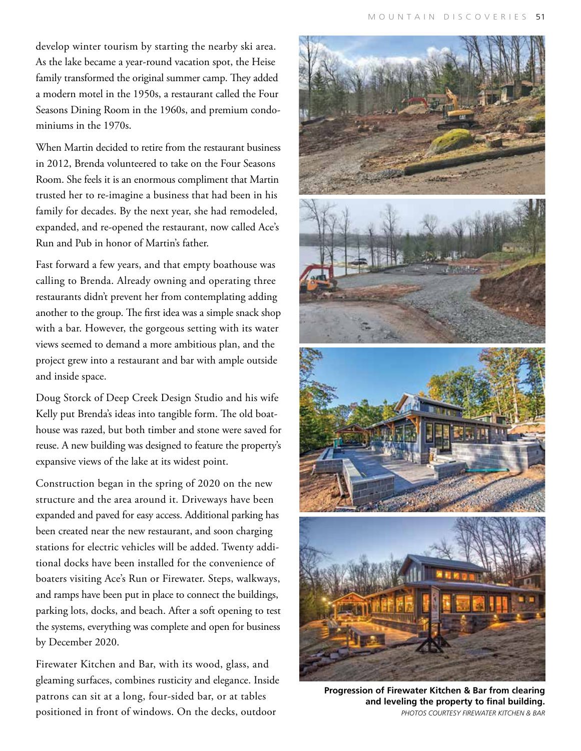develop winter tourism by starting the nearby ski area. As the lake became a year-round vacation spot, the Heise family transformed the original summer camp. They added a modern motel in the 1950s, a restaurant called the Four Seasons Dining Room in the 1960s, and premium condominiums in the 1970s.

When Martin decided to retire from the restaurant business in 2012, Brenda volunteered to take on the Four Seasons Room. She feels it is an enormous compliment that Martin trusted her to re-imagine a business that had been in his family for decades. By the next year, she had remodeled, expanded, and re-opened the restaurant, now called Ace's Run and Pub in honor of Martin's father.

Fast forward a few years, and that empty boathouse was calling to Brenda. Already owning and operating three restaurants didn't prevent her from contemplating adding another to the group. The first idea was a simple snack shop with a bar. However, the gorgeous setting with its water views seemed to demand a more ambitious plan, and the project grew into a restaurant and bar with ample outside and inside space.

Doug Storck of Deep Creek Design Studio and his wife Kelly put Brenda's ideas into tangible form. The old boathouse was razed, but both timber and stone were saved for reuse. A new building was designed to feature the property's expansive views of the lake at its widest point.

Construction began in the spring of 2020 on the new structure and the area around it. Driveways have been expanded and paved for easy access. Additional parking has been created near the new restaurant, and soon charging stations for electric vehicles will be added. Twenty additional docks have been installed for the convenience of boaters visiting Ace's Run or Firewater. Steps, walkways, and ramps have been put in place to connect the buildings, parking lots, docks, and beach. After a soft opening to test the systems, everything was complete and open for business by December 2020.

Firewater Kitchen and Bar, with its wood, glass, and gleaming surfaces, combines rusticity and elegance. Inside patrons can sit at a long, four-sided bar, or at tables positioned in front of windows. On the decks, outdoor

**Progression of Firewater Kitchen & Bar from clearing and leveling the property to final building.**
*PHOTOS COURTESY FIREWATER KITCHEN & BAR*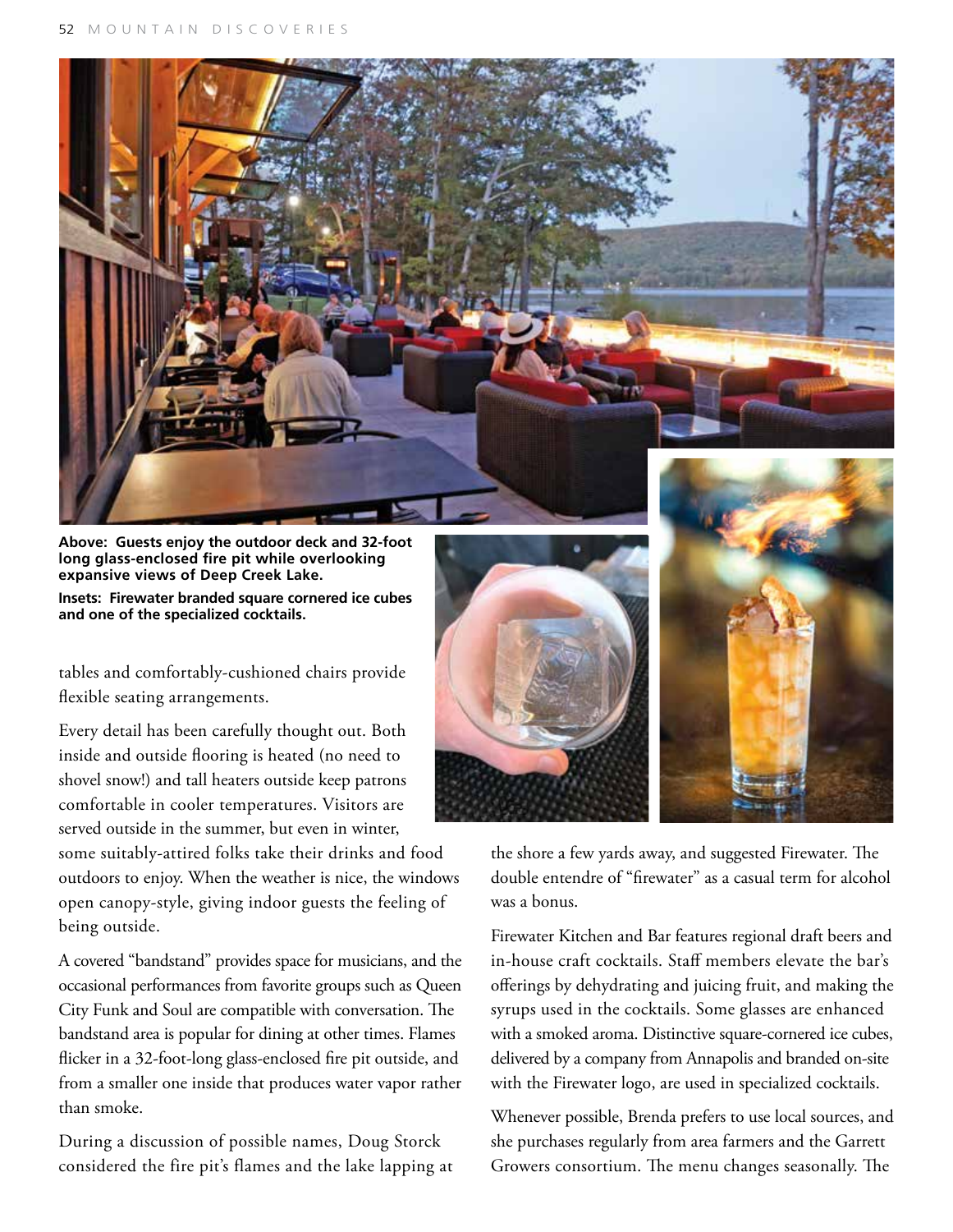**Above: Guests enjoy the outdoor deck and 32-foot long glass-enclosed fire pit while overlooking expansive views of Deep Creek Lake.**

**Insets: Firewater branded square cornered ice cubes and one of the specialized cocktails.**

tables and comfortably-cushioned chairs provide flexible seating arrangements.

Every detail has been carefully thought out. Both inside and outside flooring is heated (no need to shovel snow!) and tall heaters outside keep patrons comfortable in cooler temperatures. Visitors are served outside in the summer, but even in winter, some suitably-attired folks take their drinks and food outdoors to enjoy. When the weather is nice, the windows open canopy-style, giving indoor guests the feeling of being outside.

A covered "bandstand" provides space for musicians, and the occasional performances from favorite groups such as Queen City Funk and Soul are compatible with conversation. The bandstand area is popular for dining at other times. Flames flicker in a 32-foot-long glass-enclosed fire pit outside, and from a smaller one inside that produces water vapor rather than smoke.

During a discussion of possible names, Doug Storck considered the fire pit's flames and the lake lapping at the shore a few yards away, and suggested Firewater. The double entendre of "firewater" as a casual term for alcohol was a bonus.

Firewater Kitchen and Bar features regional draft beers and in-house craft cocktails. Staff members elevate the bar's offerings by dehydrating and juicing fruit, and making the syrups used in the cocktails. Some glasses are enhanced with a smoked aroma. Distinctive square-cornered ice cubes, delivered by a company from Annapolis and branded on-site with the Firewater logo, are used in specialized cocktails.

Whenever possible, Brenda prefers to use local sources, and she purchases regularly from area farmers and the Garrett Growers consortium. The menu changes seasonally. The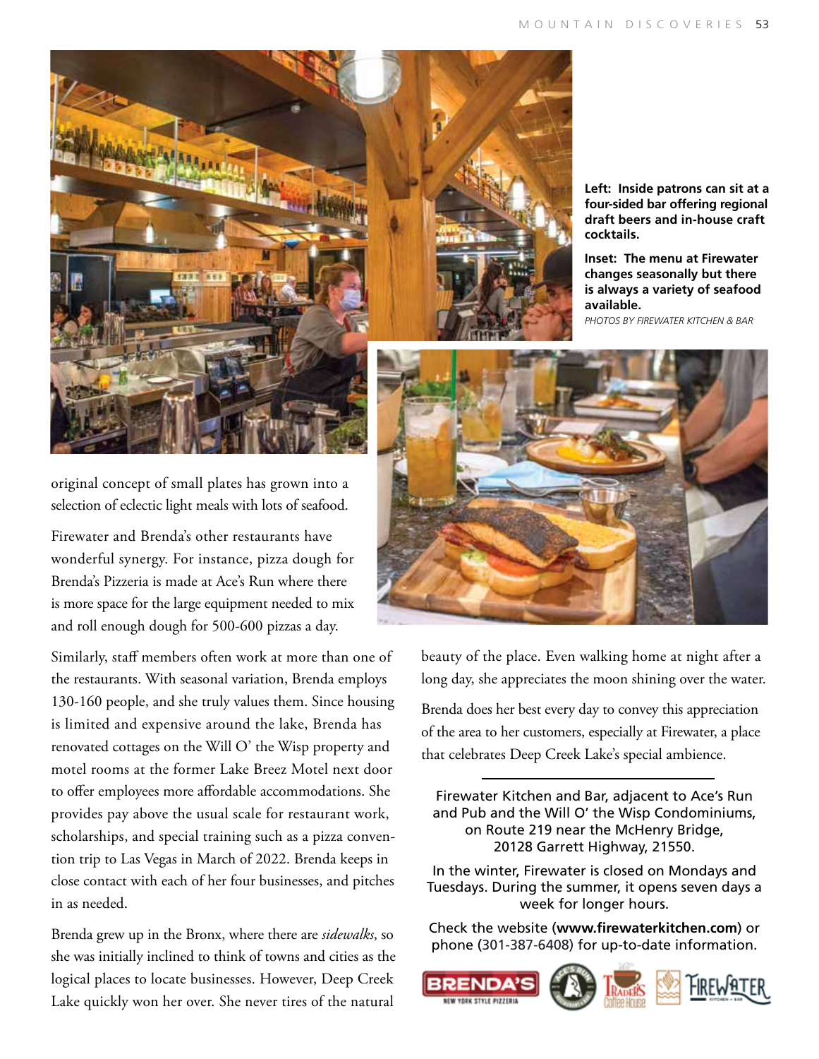**Left: Inside patrons can sit at a four-sided bar offering regional draft beers and in-house craft cocktails.**

**Inset: The menu at Firewater changes seasonally but there is always a variety of seafood available.**

*PHOTOS BY FIREWATER KITCHEN & BAR*

original concept of small plates has grown into a selection of eclectic light meals with lots of seafood.

Firewater and Brenda's other restaurants have wonderful synergy. For instance, pizza dough for Brenda's Pizzeria is made at Ace's Run where there is more space for the large equipment needed to mix and roll enough dough for 500-600 pizzas a day.

Similarly, staff members often work at more than one of the restaurants. With seasonal variation, Brenda employs 130-160 people, and she truly values them. Since housing is limited and expensive around the lake, Brenda has renovated cottages on the Will O' the Wisp property and motel rooms at the former Lake Breez Motel next door to offer employees more affordable accommodations. She provides pay above the usual scale for restaurant work, scholarships, and special training such as a pizza convention trip to Las Vegas in March of 2022. Brenda keeps in close contact with each of her four businesses, and pitches in as needed.

Brenda grew up in the Bronx, where there are *sidewalks*, so she was initially inclined to think of towns and cities as the logical places to locate businesses. However, Deep Creek Lake quickly won her over. She never tires of the natural beauty of the place. Even walking home at night after a long day, she appreciates the moon shining over the water.

Brenda does her best every day to convey this appreciation of the area to her customers, especially at Firewater, a place that celebrates Deep Creek Lake's special ambience.

---

Firewater Kitchen and Bar, adjacent to Ace's Run and Pub and the Will O' the Wisp Condominiums, on Route 219 near the McHenry Bridge, 20128 Garrett Highway, 21550.

In the winter, Firewater is closed on Mondays and Tuesdays. During the summer, it opens seven days a week for longer hours.

Check the website (**www.firewaterkitchen.com**) or phone (301-387-6408) for up-to-date information.